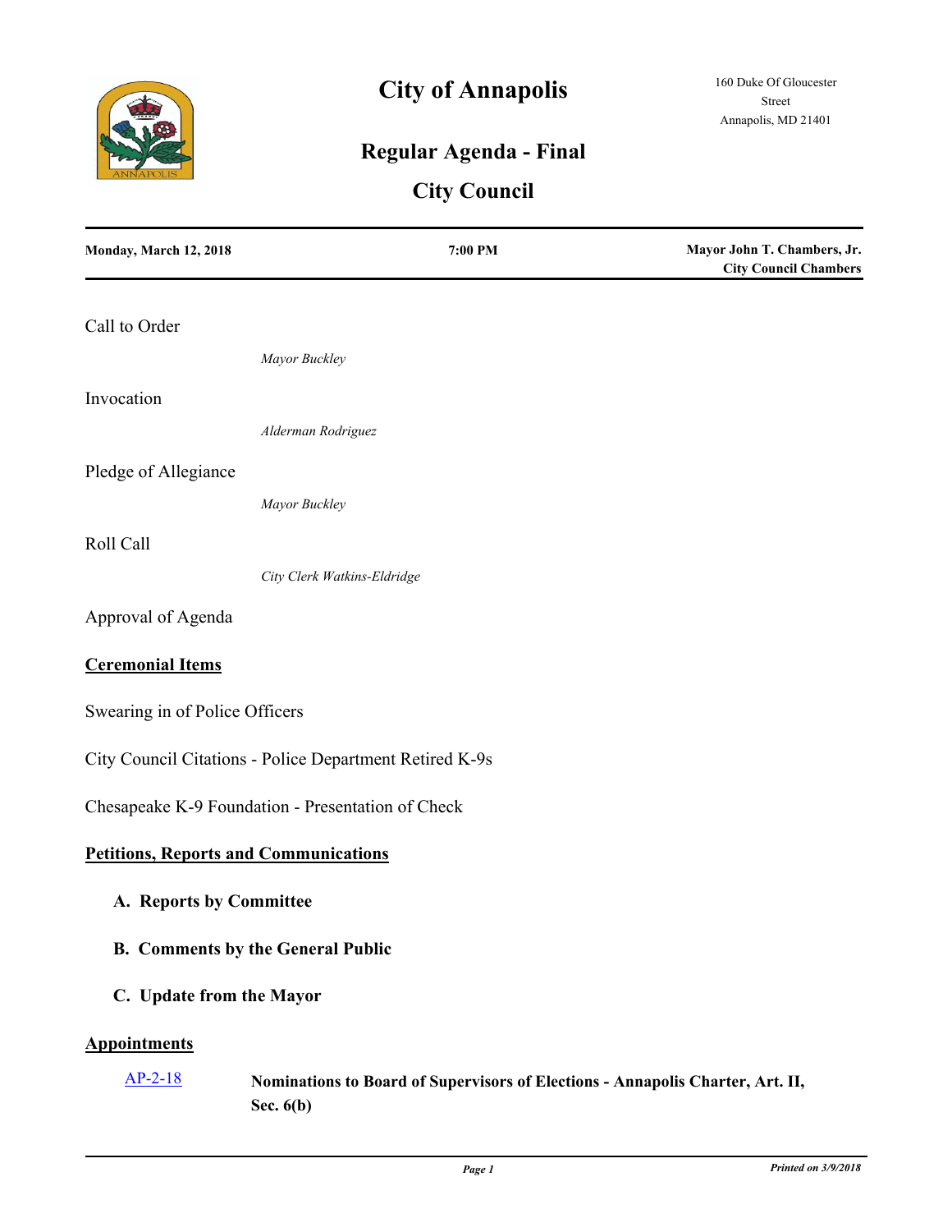# City of Annapolis

160 Duke Of Gloucester Street
Annapolis, MD 21401

## Regular Agenda - Final

## City Council

**Monday, March 12, 2018** | **7:00 PM** | **Mayor John T. Chambers, Jr. City Council Chambers**

Call to Order

*Mayor Buckley*

Invocation

*Alderman Rodriguez*

Pledge of Allegiance

*Mayor Buckley*

Roll Call

*City Clerk Watkins-Eldridge*

Approval of Agenda

## Ceremonial Items

Swearing in of Police Officers

City Council Citations - Police Department Retired K-9s

Chesapeake K-9 Foundation - Presentation of Check

## Petitions, Reports and Communications

**A. Reports by Committee**

**B. Comments by the General Public**

**C. Update from the Mayor**

## Appointments

AP-2-18 **Nominations to Board of Supervisors of Elections - Annapolis Charter, Art. II, Sec. 6(b)**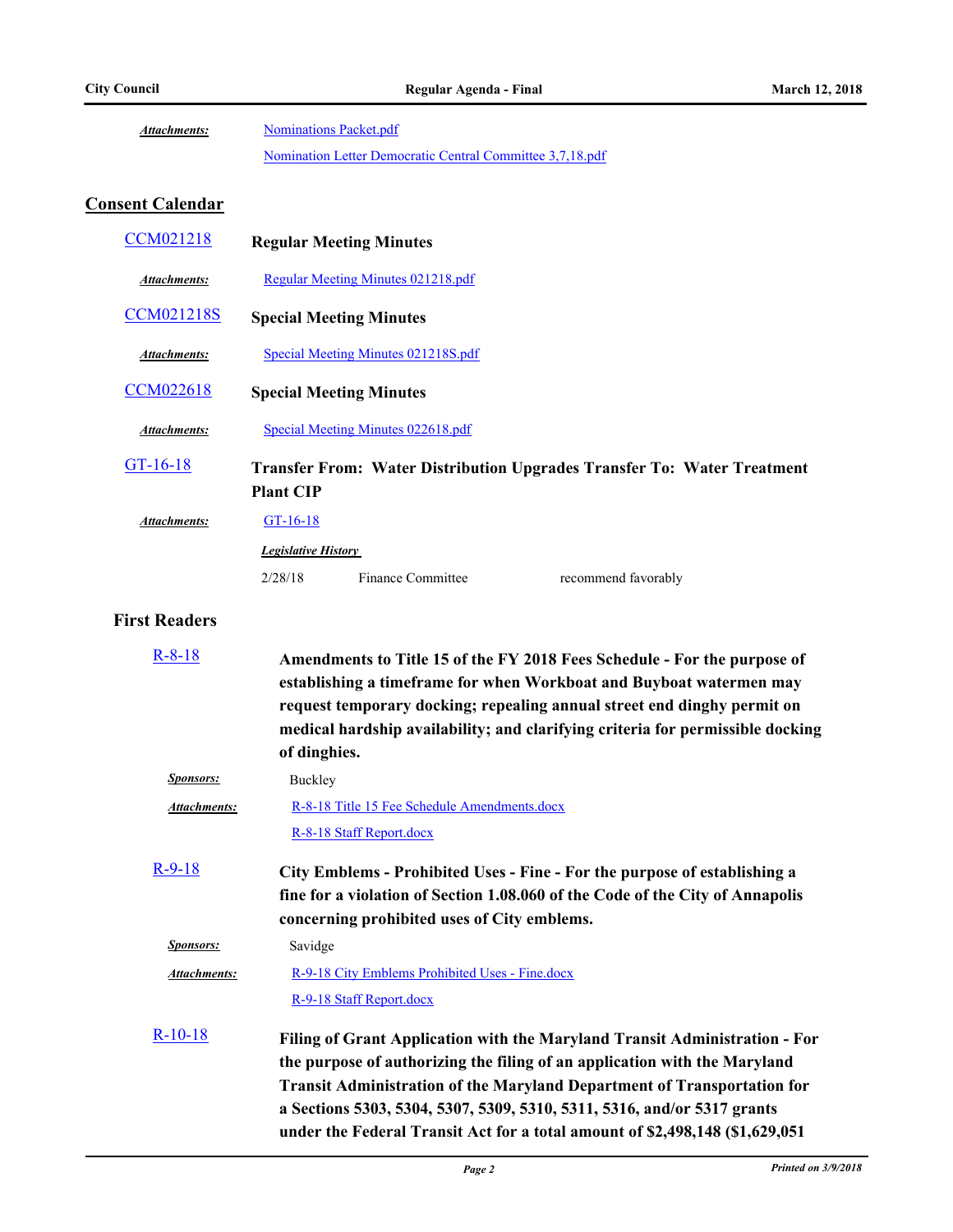***Attachments:*** Nominations Packet.pdf
Nomination Letter Democratic Central Committee 3,7,18.pdf

## Consent Calendar

**CCM021218** **Regular Meeting Minutes**

***Attachments:*** Regular Meeting Minutes 021218.pdf

**CCM021218S** **Special Meeting Minutes**

***Attachments:*** Special Meeting Minutes 021218S.pdf

**CCM022618** **Special Meeting Minutes**

***Attachments:*** Special Meeting Minutes 022618.pdf

**GT-16-18** **Transfer From: Water Distribution Upgrades Transfer To: Water Treatment Plant CIP**

***Attachments:*** GT-16-18

***Legislative History***

| | | |
|---|---|---|
| 2/28/18 | Finance Committee | recommend favorably |

### First Readers

**R-8-18** **Amendments to Title 15 of the FY 2018 Fees Schedule - For the purpose of establishing a timeframe for when Workboat and Buyboat watermen may request temporary docking; repealing annual street end dinghy permit on medical hardship availability; and clarifying criteria for permissible docking of dinghies.**

***Sponsors:*** Buckley

***Attachments:*** R-8-18 Title 15 Fee Schedule Amendments.docx
R-8-18 Staff Report.docx

**R-9-18** **City Emblems - Prohibited Uses - Fine - For the purpose of establishing a fine for a violation of Section 1.08.060 of the Code of the City of Annapolis concerning prohibited uses of City emblems.**

***Sponsors:*** Savidge

***Attachments:*** R-9-18 City Emblems Prohibited Uses - Fine.docx
R-9-18 Staff Report.docx

**R-10-18** **Filing of Grant Application with the Maryland Transit Administration - For the purpose of authorizing the filing of an application with the Maryland Transit Administration of the Maryland Department of Transportation for a Sections 5303, 5304, 5307, 5309, 5310, 5311, 5316, and/or 5317 grants under the Federal Transit Act for a total amount of $2,498,148 ($1,629,051**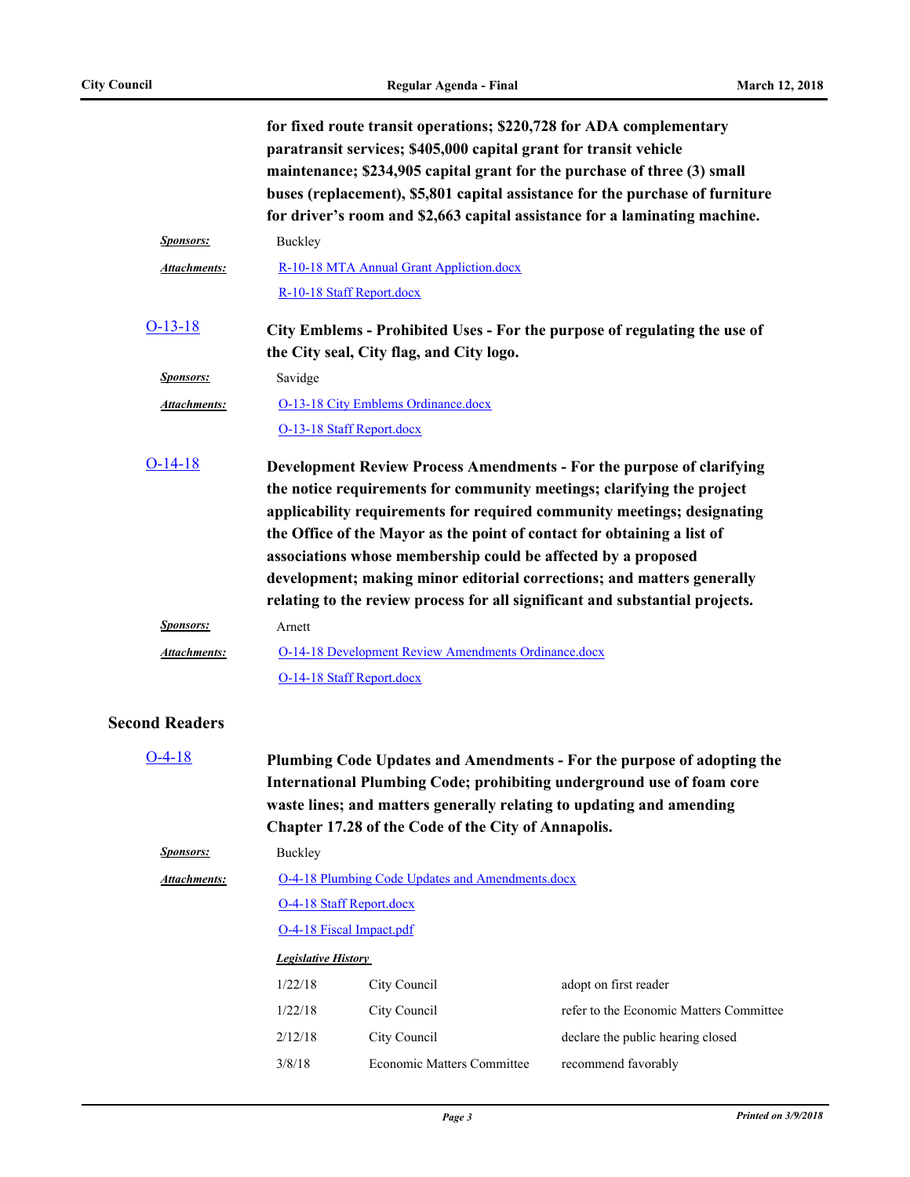**for fixed route transit operations; $220,728 for ADA complementary paratransit services; $405,000 capital grant for transit vehicle maintenance; $234,905 capital grant for the purchase of three (3) small buses (replacement), $5,801 capital assistance for the purchase of furniture for driver's room and $2,663 capital assistance for a laminating machine.**

***Sponsors:*** Buckley

***Attachments:*** R-10-18 MTA Annual Grant Appliction.docx
R-10-18 Staff Report.docx

O-13-18 **City Emblems - Prohibited Uses - For the purpose of regulating the use of the City seal, City flag, and City logo.**

***Sponsors:*** Savidge

***Attachments:*** O-13-18 City Emblems Ordinance.docx
O-13-18 Staff Report.docx

O-14-18 **Development Review Process Amendments - For the purpose of clarifying the notice requirements for community meetings; clarifying the project applicability requirements for required community meetings; designating the Office of the Mayor as the point of contact for obtaining a list of associations whose membership could be affected by a proposed development; making minor editorial corrections; and matters generally relating to the review process for all significant and substantial projects.**

***Sponsors:*** Arnett

***Attachments:*** O-14-18 Development Review Amendments Ordinance.docx
O-14-18 Staff Report.docx

## Second Readers

O-4-18 **Plumbing Code Updates and Amendments - For the purpose of adopting the International Plumbing Code; prohibiting underground use of foam core waste lines; and matters generally relating to updating and amending Chapter 17.28 of the Code of the City of Annapolis.**

***Sponsors:*** Buckley

***Attachments:*** O-4-18 Plumbing Code Updates and Amendments.docx
O-4-18 Staff Report.docx
O-4-18 Fiscal Impact.pdf

***Legislative History***

| | | |
|---|---|---|
| 1/22/18 | City Council | adopt on first reader |
| 1/22/18 | City Council | refer to the Economic Matters Committee |
| 2/12/18 | City Council | declare the public hearing closed |
| 3/8/18 | Economic Matters Committee | recommend favorably |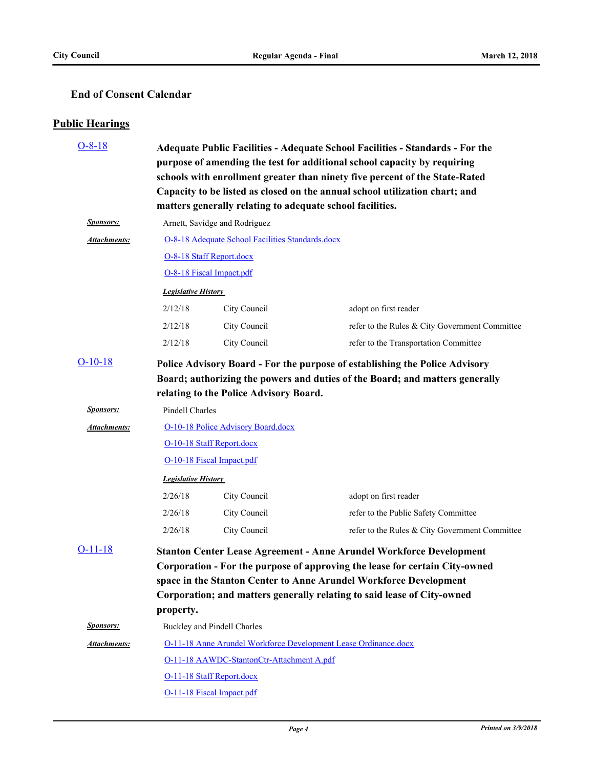### End of Consent Calendar

## Public Hearings

**O-8-18** — **Adequate Public Facilities - Adequate School Facilities - Standards - For the purpose of amending the test for additional school capacity by requiring schools with enrollment greater than ninety five percent of the State-Rated Capacity to be listed as closed on the annual school utilization chart; and matters generally relating to adequate school facilities.**

***Sponsors:*** Arnett, Savidge and Rodriguez

***Attachments:*** O-8-18 Adequate School Facilities Standards.docx
O-8-18 Staff Report.docx
O-8-18 Fiscal Impact.pdf

***Legislative History***

| | | |
|---|---|---|
| 2/12/18 | City Council | adopt on first reader |
| 2/12/18 | City Council | refer to the Rules & City Government Committee |
| 2/12/18 | City Council | refer to the Transportation Committee |

**O-10-18** — **Police Advisory Board - For the purpose of establishing the Police Advisory Board; authorizing the powers and duties of the Board; and matters generally relating to the Police Advisory Board.**

***Sponsors:*** Pindell Charles

***Attachments:*** O-10-18 Police Advisory Board.docx
O-10-18 Staff Report.docx
O-10-18 Fiscal Impact.pdf

***Legislative History***

| | | |
|---|---|---|
| 2/26/18 | City Council | adopt on first reader |
| 2/26/18 | City Council | refer to the Public Safety Committee |
| 2/26/18 | City Council | refer to the Rules & City Government Committee |

**O-11-18** — **Stanton Center Lease Agreement - Anne Arundel Workforce Development Corporation - For the purpose of approving the lease for certain City-owned space in the Stanton Center to Anne Arundel Workforce Development Corporation; and matters generally relating to said lease of City-owned property.**

***Sponsors:*** Buckley and Pindell Charles

***Attachments:*** O-11-18 Anne Arundel Workforce Development Lease Ordinance.docx
O-11-18 AAWDC-StantonCtr-Attachment A.pdf
O-11-18 Staff Report.docx
O-11-18 Fiscal Impact.pdf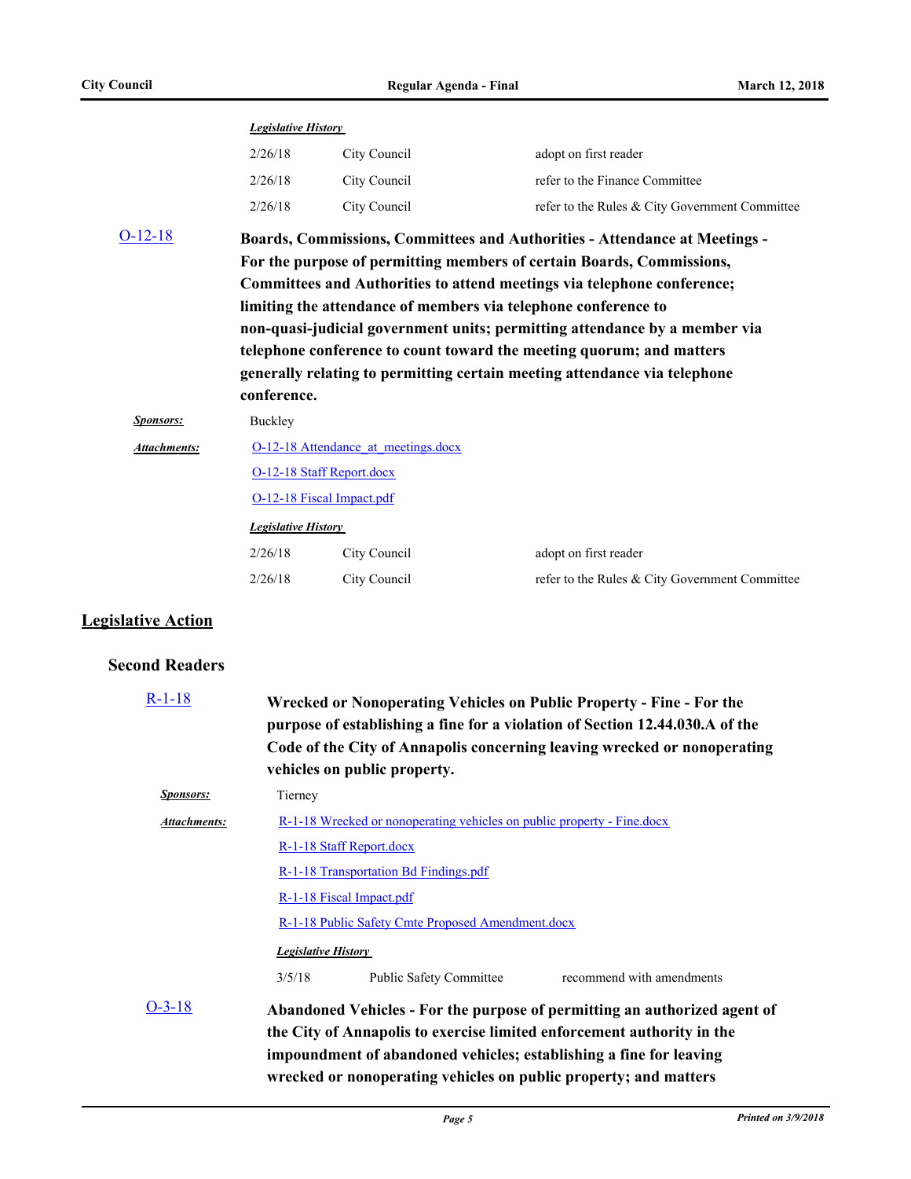*Legislative History*

| | | |
|---|---|---|
| 2/26/18 | City Council | adopt on first reader |
| 2/26/18 | City Council | refer to the Finance Committee |
| 2/26/18 | City Council | refer to the Rules & City Government Committee |

O-12-18 **Boards, Commissions, Committees and Authorities - Attendance at Meetings - For the purpose of permitting members of certain Boards, Commissions, Committees and Authorities to attend meetings via telephone conference; limiting the attendance of members via telephone conference to non-quasi-judicial government units; permitting attendance by a member via telephone conference to count toward the meeting quorum; and matters generally relating to permitting certain meeting attendance via telephone conference.**

***Sponsors:*** Buckley

***Attachments:*** O-12-18 Attendance_at_meetings.docx
O-12-18 Staff Report.docx
O-12-18 Fiscal Impact.pdf

*Legislative History*

| | | |
|---|---|---|
| 2/26/18 | City Council | adopt on first reader |
| 2/26/18 | City Council | refer to the Rules & City Government Committee |

## Legislative Action

### Second Readers

R-1-18 **Wrecked or Nonoperating Vehicles on Public Property - Fine - For the purpose of establishing a fine for a violation of Section 12.44.030.A of the Code of the City of Annapolis concerning leaving wrecked or nonoperating vehicles on public property.**

***Sponsors:*** Tierney

***Attachments:*** R-1-18 Wrecked or nonoperating vehicles on public property - Fine.docx
R-1-18 Staff Report.docx
R-1-18 Transportation Bd Findings.pdf
R-1-18 Fiscal Impact.pdf
R-1-18 Public Safety Cmte Proposed Amendment.docx

*Legislative History*

| | | |
|---|---|---|
| 3/5/18 | Public Safety Committee | recommend with amendments |

O-3-18 **Abandoned Vehicles - For the purpose of permitting an authorized agent of the City of Annapolis to exercise limited enforcement authority in the impoundment of abandoned vehicles; establishing a fine for leaving wrecked or nonoperating vehicles on public property; and matters**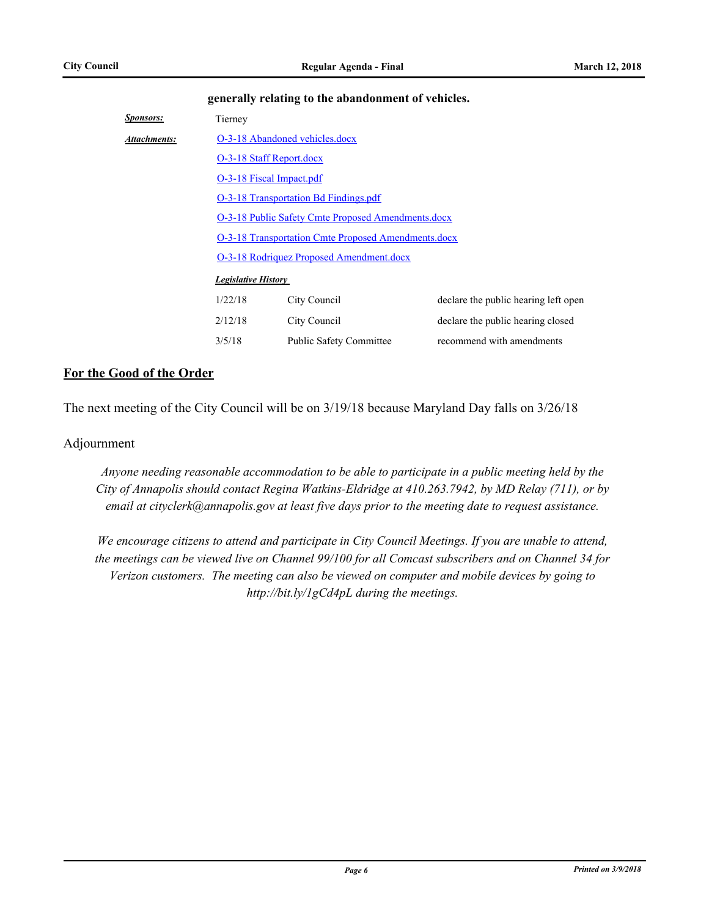**generally relating to the abandonment of vehicles.**

***Sponsors:*** Tierney

***Attachments:***

O-3-18 Abandoned vehicles.docx

O-3-18 Staff Report.docx

O-3-18 Fiscal Impact.pdf

O-3-18 Transportation Bd Findings.pdf

O-3-18 Public Safety Cmte Proposed Amendments.docx

O-3-18 Transportation Cmte Proposed Amendments.docx

O-3-18 Rodriquez Proposed Amendment.docx

***Legislative History***

| | | |
|---|---|---|
| 1/22/18 | City Council | declare the public hearing left open |
| 2/12/18 | City Council | declare the public hearing closed |
| 3/5/18 | Public Safety Committee | recommend with amendments |

## For the Good of the Order

The next meeting of the City Council will be on 3/19/18 because Maryland Day falls on 3/26/18

Adjournment

*Anyone needing reasonable accommodation to be able to participate in a public meeting held by the City of Annapolis should contact Regina Watkins-Eldridge at 410.263.7942, by MD Relay (711), or by email at cityclerk@annapolis.gov at least five days prior to the meeting date to request assistance.*

*We encourage citizens to attend and participate in City Council Meetings. If you are unable to attend, the meetings can be viewed live on Channel 99/100 for all Comcast subscribers and on Channel 34 for Verizon customers. The meeting can also be viewed on computer and mobile devices by going to http://bit.ly/1gCd4pL during the meetings.*